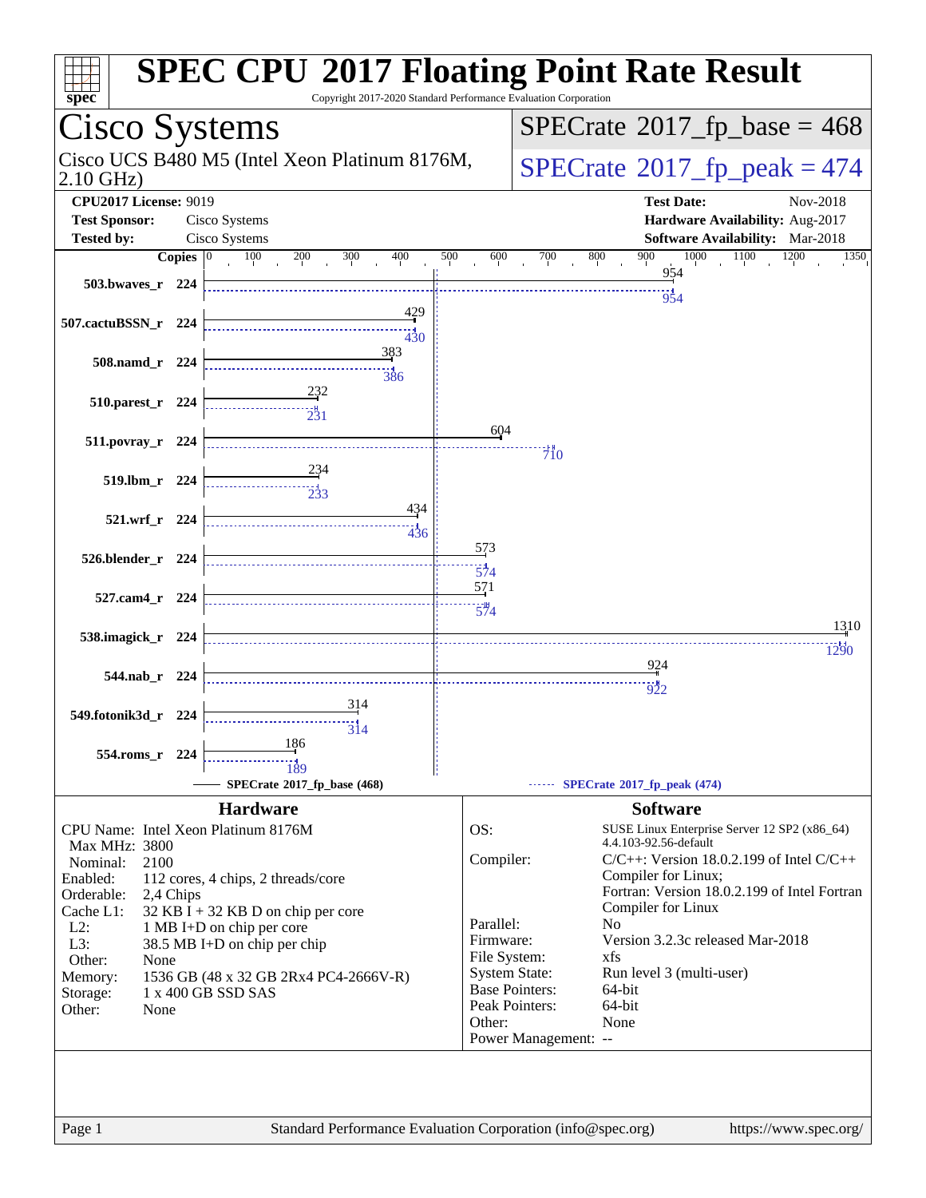# SPEC CPU 2017 Floating Point Rate Result

Copyright 2017-2020 Standard Performance Evaluation Corporation

## Cisco Systems

Cisco UCS B480 M5 (Intel Xeon Platinum 8176M, 2.10 GHz)

**SPECrate 2017_fp_base = 468**

**SPECrate 2017_fp_peak = 474**

**CPU2017 License:** 9019
**Test Sponsor:** Cisco Systems
**Tested by:** Cisco Systems

**Test Date:** Nov-2018
**Hardware Availability:** Aug-2017
**Software Availability:** Mar-2018

| Benchmark | Copies | Base | Peak |
|---|---|---|---|
| 503.bwaves_r | 224 | 954 | 954 |
| 507.cactuBSSN_r | 224 | 429 | 430 |
| 508.namd_r | 224 | 383 | 386 |
| 510.parest_r | 224 | 232 | 231 |
| 511.povray_r | 224 | 604 | 710 |
| 519.lbm_r | 224 | 234 | 233 |
| 521.wrf_r | 224 | 434 | 436 |
| 526.blender_r | 224 | 573 | 574 |
| 527.cam4_r | 224 | 571 | 574 |
| 538.imagick_r | 224 | 1310 | 1290 |
| 544.nab_r | 224 | 924 | 922 |
| 549.fotonik3d_r | 224 | 314 | 314 |
| 554.roms_r | 224 | 186 | 189 |

SPECrate 2017_fp_base (468) ------ SPECrate 2017_fp_peak (474)

### Hardware

- CPU Name: Intel Xeon Platinum 8176M
- Max MHz: 3800
- Nominal: 2100
- Enabled: 112 cores, 4 chips, 2 threads/core
- Orderable: 2,4 Chips
- Cache L1: 32 KB I + 32 KB D on chip per core
- L2: 1 MB I+D on chip per core
- L3: 38.5 MB I+D on chip per chip
- Other: None
- Memory: 1536 GB (48 x 32 GB 2Rx4 PC4-2666V-R)
- Storage: 1 x 400 GB SSD SAS
- Other: None

### Software

- OS: SUSE Linux Enterprise Server 12 SP2 (x86_64) 4.4.103-92.56-default
- Compiler: C/C++: Version 18.0.2.199 of Intel C/C++ Compiler for Linux; Fortran: Version 18.0.2.199 of Intel Fortran Compiler for Linux
- Parallel: No
- Firmware: Version 3.2.3c released Mar-2018
- File System: xfs
- System State: Run level 3 (multi-user)
- Base Pointers: 64-bit
- Peak Pointers: 64-bit
- Other: None
- Power Management: --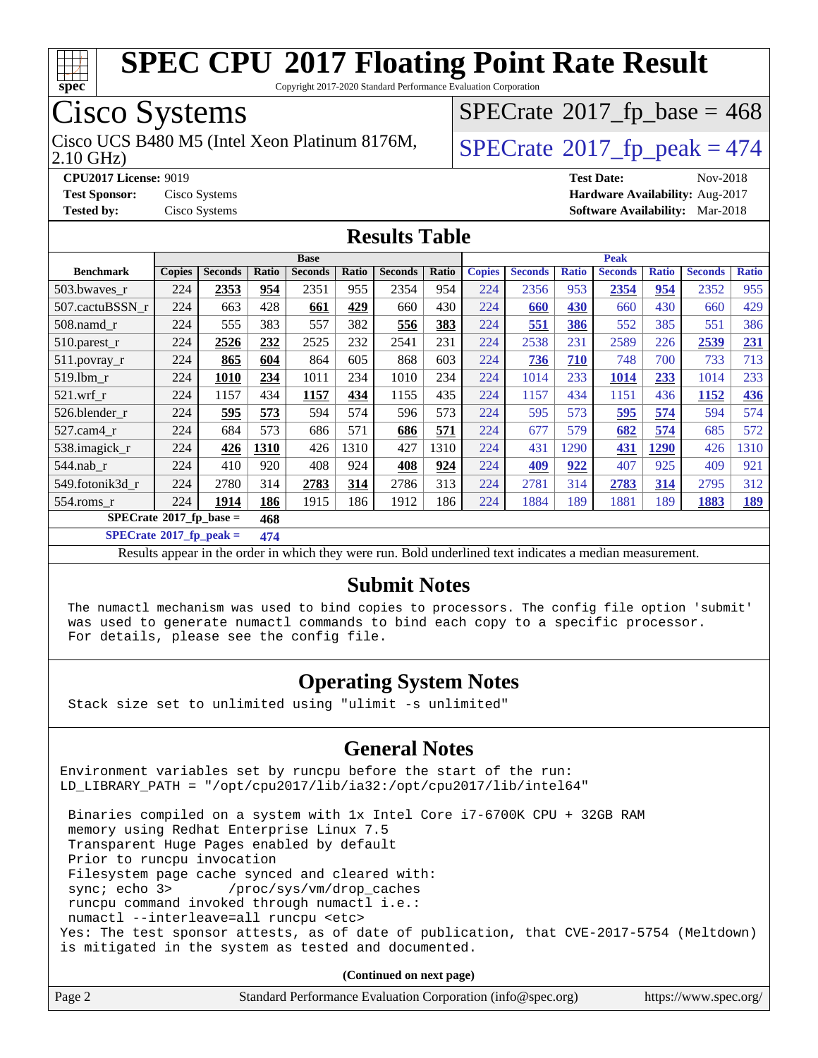# SPEC CPU 2017 Floating Point Rate Result

Copyright 2017-2020 Standard Performance Evaluation Corporation

## Cisco Systems

Cisco UCS B480 M5 (Intel Xeon Platinum 8176M, 2.10 GHz)

SPECrate 2017_fp_base = 468

SPECrate 2017_fp_peak = 474

**CPU2017 License:** 9019
**Test Sponsor:** Cisco Systems
**Tested by:** Cisco Systems

**Test Date:** Nov-2018
**Hardware Availability:** Aug-2017
**Software Availability:** Mar-2018

## Results Table

| Benchmark | Base | | | | | | | Peak | | | | | | |
|---|---|---|---|---|---|---|---|---|---|---|---|---|---|---|
| | Copies | Seconds | Ratio | Seconds | Ratio | Seconds | Ratio | Copies | Seconds | Ratio | Seconds | Ratio | Seconds | Ratio |
| 503.bwaves_r | 224 | **2353** | **954** | 2351 | 955 | 2354 | 954 | 224 | 2356 | 953 | **2354** | **954** | 2352 | 955 |
| 507.cactuBSSN_r | 224 | 663 | 428 | **661** | **429** | 660 | 430 | 224 | **660** | **430** | 660 | 430 | 660 | 429 |
| 508.namd_r | 224 | 555 | 383 | 557 | 382 | **556** | **383** | 224 | **551** | **386** | 552 | 385 | 551 | 386 |
| 510.parest_r | 224 | **2526** | **232** | 2525 | 232 | 2541 | 231 | 224 | 2538 | 231 | 2589 | 226 | **2539** | **231** |
| 511.povray_r | 224 | **865** | **604** | 864 | 605 | 868 | 603 | 224 | **736** | **710** | 748 | 700 | 733 | 713 |
| 519.lbm_r | 224 | **1010** | **234** | 1011 | 234 | 1010 | 234 | 224 | 1014 | 233 | **1014** | **233** | 1014 | 233 |
| 521.wrf_r | 224 | 1157 | 434 | **1157** | **434** | 1155 | 435 | 224 | 1157 | 434 | 1151 | 436 | **1152** | **436** |
| 526.blender_r | 224 | **595** | **573** | 594 | 574 | 596 | 573 | 224 | 595 | 573 | **595** | **574** | 594 | 574 |
| 527.cam4_r | 224 | 684 | 573 | 686 | 571 | **686** | **571** | 224 | 677 | 579 | **682** | **574** | 685 | 572 |
| 538.imagick_r | 224 | **426** | **1310** | 426 | 1310 | 427 | 1310 | 224 | 431 | 1290 | **431** | **1290** | 426 | 1310 |
| 544.nab_r | 224 | 410 | 920 | 408 | 924 | **408** | **924** | 224 | **409** | **922** | 407 | 925 | 409 | 921 |
| 549.fotonik3d_r | 224 | 2780 | 314 | **2783** | **314** | 2786 | 313 | 224 | 2781 | 314 | **2783** | **314** | 2795 | 312 |
| 554.roms_r | 224 | **1914** | **186** | 1915 | 186 | 1912 | 186 | 224 | 1884 | 189 | 1881 | 189 | **1883** | **189** |

**SPECrate 2017_fp_base = 468**

**SPECrate 2017_fp_peak = 474**

Results appear in the order in which they were run. Bold underlined text indicates a median measurement.

## Submit Notes

```
The numactl mechanism was used to bind copies to processors. The config file option 'submit'
was used to generate numactl commands to bind each copy to a specific processor.
For details, please see the config file.
```

## Operating System Notes

```
Stack size set to unlimited using "ulimit -s unlimited"
```

## General Notes

```
Environment variables set by runcpu before the start of the run:
LD_LIBRARY_PATH = "/opt/cpu2017/lib/ia32:/opt/cpu2017/lib/intel64"

 Binaries compiled on a system with 1x Intel Core i7-6700K CPU + 32GB RAM
 memory using Redhat Enterprise Linux 7.5
 Transparent Huge Pages enabled by default
 Prior to runcpu invocation
 Filesystem page cache synced and cleared with:
 sync; echo 3>       /proc/sys/vm/drop_caches
 runcpu command invoked through numactl i.e.:
 numactl --interleave=all runcpu <etc>
Yes: The test sponsor attests, as of date of publication, that CVE-2017-5754 (Meltdown)
is mitigated in the system as tested and documented.
```

**(Continued on next page)**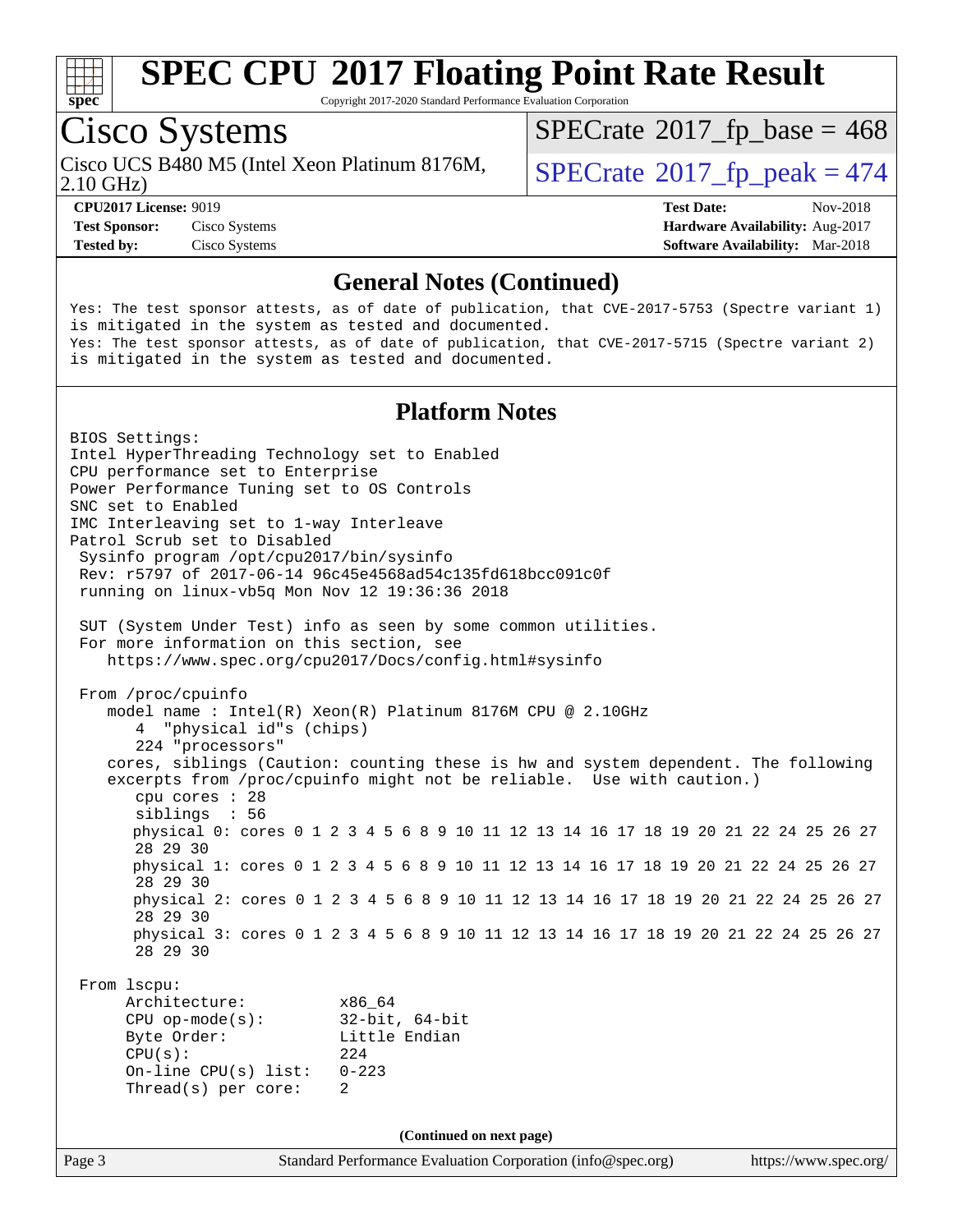# SPEC CPU 2017 Floating Point Rate Result

Copyright 2017-2020 Standard Performance Evaluation Corporation

## Cisco Systems

Cisco UCS B480 M5 (Intel Xeon Platinum 8176M, 2.10 GHz)

SPECrate 2017_fp_base = 468

SPECrate 2017_fp_peak = 474

**CPU2017 License:** 9019
**Test Sponsor:** Cisco Systems
**Tested by:** Cisco Systems

**Test Date:** Nov-2018
**Hardware Availability:** Aug-2017
**Software Availability:** Mar-2018

### General Notes (Continued)

```
Yes: The test sponsor attests, as of date of publication, that CVE-2017-5753 (Spectre variant 1)
is mitigated in the system as tested and documented.
Yes: The test sponsor attests, as of date of publication, that CVE-2017-5715 (Spectre variant 2)
is mitigated in the system as tested and documented.
```

### Platform Notes

```
BIOS Settings:
Intel HyperThreading Technology set to Enabled
CPU performance set to Enterprise
Power Performance Tuning set to OS Controls
SNC set to Enabled
IMC Interleaving set to 1-way Interleave
Patrol Scrub set to Disabled
 Sysinfo program /opt/cpu2017/bin/sysinfo
 Rev: r5797 of 2017-06-14 96c45e4568ad54c135fd618bcc091c0f
 running on linux-vb5q Mon Nov 12 19:36:36 2018

 SUT (System Under Test) info as seen by some common utilities.
 For more information on this section, see
    https://www.spec.org/cpu2017/Docs/config.html#sysinfo

 From /proc/cpuinfo
    model name : Intel(R) Xeon(R) Platinum 8176M CPU @ 2.10GHz
       4  "physical id"s (chips)
       224 "processors"
    cores, siblings (Caution: counting these is hw and system dependent. The following
    excerpts from /proc/cpuinfo might not be reliable.  Use with caution.)
       cpu cores : 28
       siblings  : 56
       physical 0: cores 0 1 2 3 4 5 6 8 9 10 11 12 13 14 16 17 18 19 20 21 22 24 25 26 27
       28 29 30
       physical 1: cores 0 1 2 3 4 5 6 8 9 10 11 12 13 14 16 17 18 19 20 21 22 24 25 26 27
       28 29 30
       physical 2: cores 0 1 2 3 4 5 6 8 9 10 11 12 13 14 16 17 18 19 20 21 22 24 25 26 27
       28 29 30
       physical 3: cores 0 1 2 3 4 5 6 8 9 10 11 12 13 14 16 17 18 19 20 21 22 24 25 26 27
       28 29 30

 From lscpu:
      Architecture:          x86_64
      CPU op-mode(s):        32-bit, 64-bit
      Byte Order:            Little Endian
      CPU(s):                224
      On-line CPU(s) list:   0-223
      Thread(s) per core:    2
```

(Continued on next page)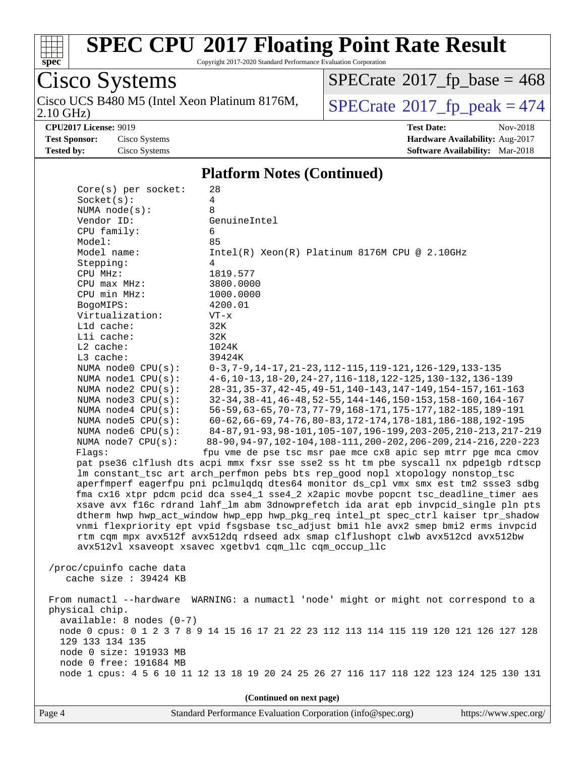## Platform Notes (Continued)

```
     Core(s) per socket:    28
     Socket(s):             4
     NUMA node(s):          8
     Vendor ID:             GenuineIntel
     CPU family:            6
     Model:                 85
     Model name:            Intel(R) Xeon(R) Platinum 8176M CPU @ 2.10GHz
     Stepping:              4
     CPU MHz:               1819.577
     CPU max MHz:           3800.0000
     CPU min MHz:           1000.0000
     BogoMIPS:              4200.01
     Virtualization:        VT-x
     L1d cache:             32K
     L1i cache:             32K
     L2 cache:              1024K
     L3 cache:              39424K
     NUMA node0 CPU(s):     0-3,7-9,14-17,21-23,112-115,119-121,126-129,133-135
     NUMA node1 CPU(s):     4-6,10-13,18-20,24-27,116-118,122-125,130-132,136-139
     NUMA node2 CPU(s):     28-31,35-37,42-45,49-51,140-143,147-149,154-157,161-163
     NUMA node3 CPU(s):     32-34,38-41,46-48,52-55,144-146,150-153,158-160,164-167
     NUMA node4 CPU(s):     56-59,63-65,70-73,77-79,168-171,175-177,182-185,189-191
     NUMA node5 CPU(s):     60-62,66-69,74-76,80-83,172-174,178-181,186-188,192-195
     NUMA node6 CPU(s):     84-87,91-93,98-101,105-107,196-199,203-205,210-213,217-219
     NUMA node7 CPU(s):     88-90,94-97,102-104,108-111,200-202,206-209,214-216,220-223
     Flags:                fpu vme de pse tsc msr pae mce cx8 apic sep mtrr pge mca cmov
     pat pse36 clflush dts acpi mmx fxsr sse sse2 ss ht tm pbe syscall nx pdpe1gb rdtscp
     lm constant_tsc art arch_perfmon pebs bts rep_good nopl xtopology nonstop_tsc
     aperfmperf eagerfpu pni pclmulqdq dtes64 monitor ds_cpl vmx smx est tm2 ssse3 sdbg
     fma cx16 xtpr pdcm pcid dca sse4_1 sse4_2 x2apic movbe popcnt tsc_deadline_timer aes
     xsave avx f16c rdrand lahf_lm abm 3dnowprefetch ida arat epb invpcid_single pln pts
     dtherm hwp hwp_act_window hwp_epp hwp_pkg_req intel_pt spec_ctrl kaiser tpr_shadow
     vnmi flexpriority ept vpid fsgsbase tsc_adjust bmi1 hle avx2 smep bmi2 erms invpcid
     rtm cqm mpx avx512f avx512dq rdseed adx smap clflushopt clwb avx512cd avx512bw
     avx512vl xsaveopt xsavec xgetbv1 cqm_llc cqm_occup_llc

 /proc/cpuinfo cache data
    cache size : 39424 KB

 From numactl --hardware  WARNING: a numactl 'node' might or might not correspond to a
 physical chip.
   available: 8 nodes (0-7)
   node 0 cpus: 0 1 2 3 7 8 9 14 15 16 17 21 22 23 112 113 114 115 119 120 121 126 127 128
   129 133 134 135
   node 0 size: 191933 MB
   node 0 free: 191684 MB
   node 1 cpus: 4 5 6 10 11 12 13 18 19 20 24 25 26 27 116 117 118 122 123 124 125 130 131
```

(Continued on next page)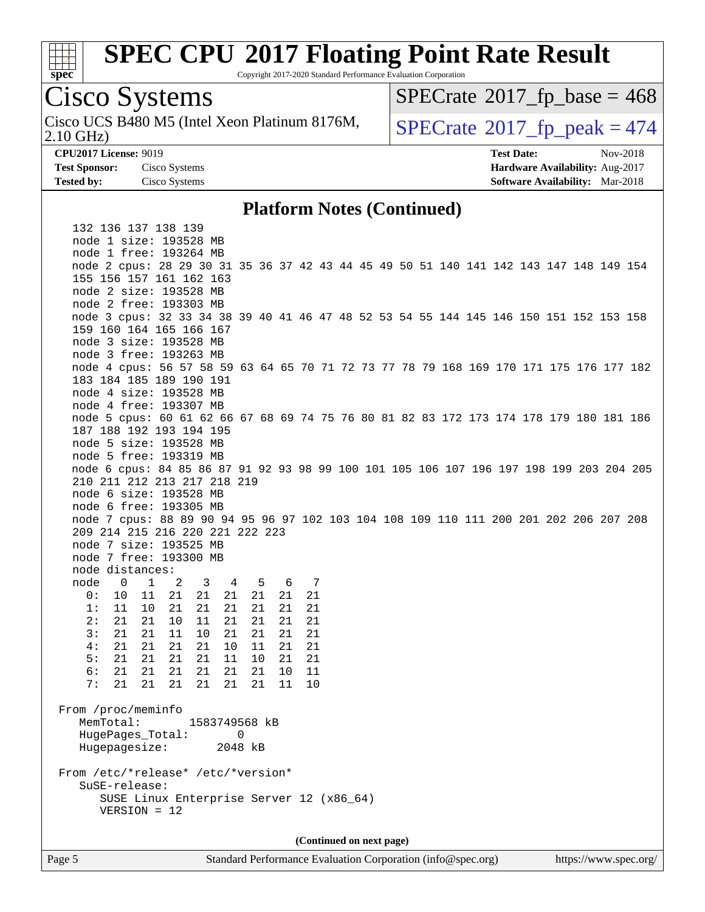# SPEC CPU 2017 Floating Point Rate Result

Copyright 2017-2020 Standard Performance Evaluation Corporation

**Cisco Systems**

Cisco UCS B480 M5 (Intel Xeon Platinum 8176M, 2.10 GHz)

SPECrate 2017_fp_base = 468

SPECrate 2017_fp_peak = 474

**CPU2017 License:** 9019
**Test Sponsor:** Cisco Systems
**Tested by:** Cisco Systems

**Test Date:** Nov-2018
**Hardware Availability:** Aug-2017
**Software Availability:** Mar-2018

## Platform Notes (Continued)

```
    132 136 137 138 139
    node 1 size: 193528 MB
    node 1 free: 193264 MB
    node 2 cpus: 28 29 30 31 35 36 37 42 43 44 45 49 50 51 140 141 142 143 147 148 149 154
    155 156 157 161 162 163
    node 2 size: 193528 MB
    node 2 free: 193303 MB
    node 3 cpus: 32 33 34 38 39 40 41 46 47 48 52 53 54 55 144 145 146 150 151 152 153 158
    159 160 164 165 166 167
    node 3 size: 193528 MB
    node 3 free: 193263 MB
    node 4 cpus: 56 57 58 59 63 64 65 70 71 72 73 77 78 79 168 169 170 171 175 176 177 182
    183 184 185 189 190 191
    node 4 size: 193528 MB
    node 4 free: 193307 MB
    node 5 cpus: 60 61 62 66 67 68 69 74 75 76 80 81 82 83 172 173 174 178 179 180 181 186
    187 188 192 193 194 195
    node 5 size: 193528 MB
    node 5 free: 193319 MB
    node 6 cpus: 84 85 86 87 91 92 93 98 99 100 101 105 106 107 196 197 198 199 203 204 205
    210 211 212 213 217 218 219
    node 6 size: 193528 MB
    node 6 free: 193305 MB
    node 7 cpus: 88 89 90 94 95 96 97 102 103 104 108 109 110 111 200 201 202 206 207 208
    209 214 215 216 220 221 222 223
    node 7 size: 193525 MB
    node 7 free: 193300 MB
    node distances:
    node   0   1   2   3   4   5   6   7
      0:  10  11  21  21  21  21  21  21
      1:  11  10  21  21  21  21  21  21
      2:  21  21  10  11  21  21  21  21
      3:  21  21  11  10  21  21  21  21
      4:  21  21  21  21  10  11  21  21
      5:  21  21  21  21  11  10  21  21
      6:  21  21  21  21  21  21  10  11
      7:  21  21  21  21  21  21  11  10

 From /proc/meminfo
    MemTotal:       1583749568 kB
    HugePages_Total:       0
    Hugepagesize:       2048 kB

 From /etc/*release* /etc/*version*
    SuSE-release:
       SUSE Linux Enterprise Server 12 (x86_64)
       VERSION = 12
```

(Continued on next page)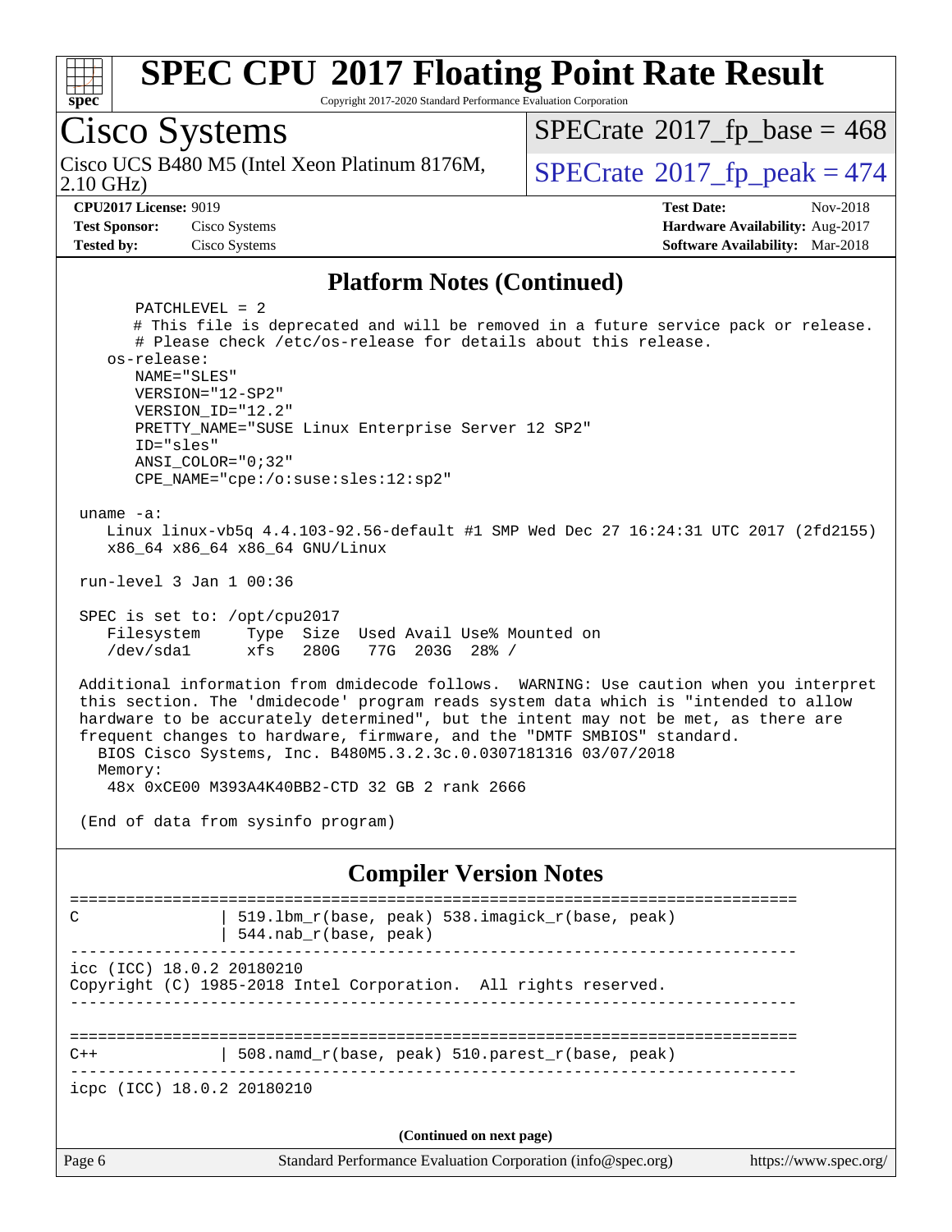## Platform Notes (Continued)

```
      PATCHLEVEL = 2
      # This file is deprecated and will be removed in a future service pack or release.
      # Please check /etc/os-release for details about this release.
   os-release:
      NAME="SLES"
      VERSION="12-SP2"
      VERSION_ID="12.2"
      PRETTY_NAME="SUSE Linux Enterprise Server 12 SP2"
      ID="sles"
      ANSI_COLOR="0;32"
      CPE_NAME="cpe:/o:suse:sles:12:sp2"

 uname -a:
    Linux linux-vb5q 4.4.103-92.56-default #1 SMP Wed Dec 27 16:24:31 UTC 2017 (2fd2155)
    x86_64 x86_64 x86_64 GNU/Linux

 run-level 3 Jan 1 00:36

 SPEC is set to: /opt/cpu2017
    Filesystem     Type  Size  Used Avail Use% Mounted on
    /dev/sda1      xfs   280G   77G  203G  28% /

 Additional information from dmidecode follows.  WARNING: Use caution when you interpret
 this section. The 'dmidecode' program reads system data which is "intended to allow
 hardware to be accurately determined", but the intent may not be met, as there are
 frequent changes to hardware, firmware, and the "DMTF SMBIOS" standard.
   BIOS Cisco Systems, Inc. B480M5.3.2.3c.0.0307181316 03/07/2018
   Memory:
    48x 0xCE00 M393A4K40BB2-CTD 32 GB 2 rank 2666

 (End of data from sysinfo program)
```

## Compiler Version Notes

```
==============================================================================
C               | 519.lbm_r(base, peak) 538.imagick_r(base, peak)
                | 544.nab_r(base, peak)
------------------------------------------------------------------------------
icc (ICC) 18.0.2 20180210
Copyright (C) 1985-2018 Intel Corporation.  All rights reserved.
------------------------------------------------------------------------------

==============================================================================
C++             | 508.namd_r(base, peak) 510.parest_r(base, peak)
------------------------------------------------------------------------------
icpc (ICC) 18.0.2 20180210
```

(Continued on next page)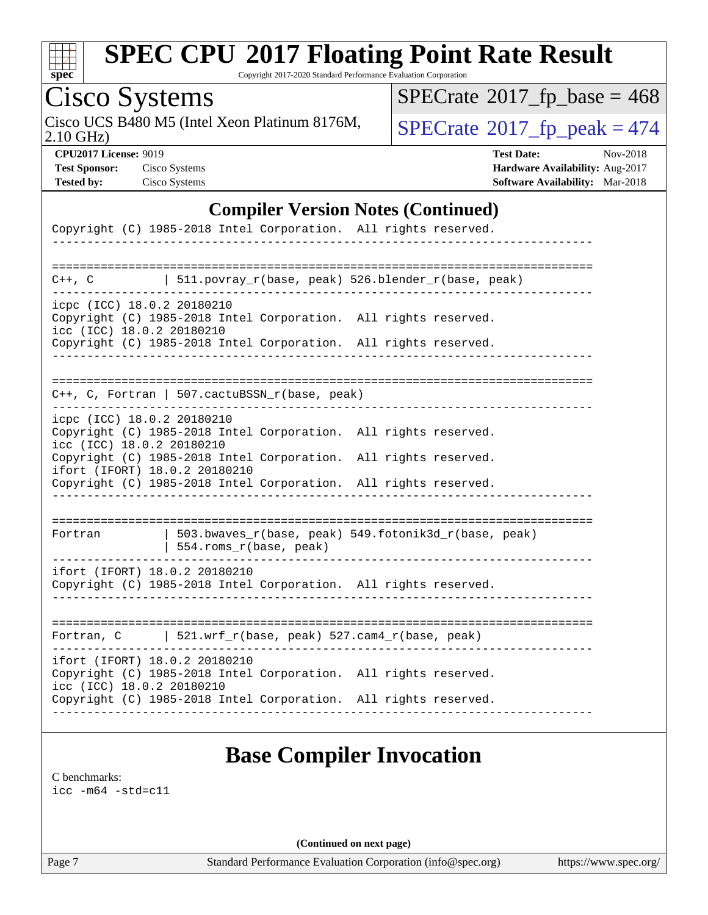# SPEC CPU 2017 Floating Point Rate Result

Copyright 2017-2020 Standard Performance Evaluation Corporation

**Cisco Systems**

Cisco UCS B480 M5 (Intel Xeon Platinum 8176M, 2.10 GHz)

SPECrate 2017_fp_base = 468

SPECrate 2017_fp_peak = 474

**CPU2017 License:** 9019
**Test Sponsor:** Cisco Systems
**Tested by:** Cisco Systems

**Test Date:** Nov-2018
**Hardware Availability:** Aug-2017
**Software Availability:** Mar-2018

## Compiler Version Notes (Continued)

```
Copyright (C) 1985-2018 Intel Corporation.  All rights reserved.
------------------------------------------------------------------------------

==============================================================================
C++, C          | 511.povray_r(base, peak) 526.blender_r(base, peak)
------------------------------------------------------------------------------
icpc (ICC) 18.0.2 20180210
Copyright (C) 1985-2018 Intel Corporation.  All rights reserved.
icc (ICC) 18.0.2 20180210
Copyright (C) 1985-2018 Intel Corporation.  All rights reserved.
------------------------------------------------------------------------------

==============================================================================
C++, C, Fortran | 507.cactuBSSN_r(base, peak)
------------------------------------------------------------------------------
icpc (ICC) 18.0.2 20180210
Copyright (C) 1985-2018 Intel Corporation.  All rights reserved.
icc (ICC) 18.0.2 20180210
Copyright (C) 1985-2018 Intel Corporation.  All rights reserved.
ifort (IFORT) 18.0.2 20180210
Copyright (C) 1985-2018 Intel Corporation.  All rights reserved.
------------------------------------------------------------------------------

==============================================================================
Fortran         | 503.bwaves_r(base, peak) 549.fotonik3d_r(base, peak)
                | 554.roms_r(base, peak)
------------------------------------------------------------------------------
ifort (IFORT) 18.0.2 20180210
Copyright (C) 1985-2018 Intel Corporation.  All rights reserved.
------------------------------------------------------------------------------

==============================================================================
Fortran, C      | 521.wrf_r(base, peak) 527.cam4_r(base, peak)
------------------------------------------------------------------------------
ifort (IFORT) 18.0.2 20180210
Copyright (C) 1985-2018 Intel Corporation.  All rights reserved.
icc (ICC) 18.0.2 20180210
Copyright (C) 1985-2018 Intel Corporation.  All rights reserved.
------------------------------------------------------------------------------
```

## Base Compiler Invocation

C benchmarks:
icc -m64 -std=c11

**(Continued on next page)**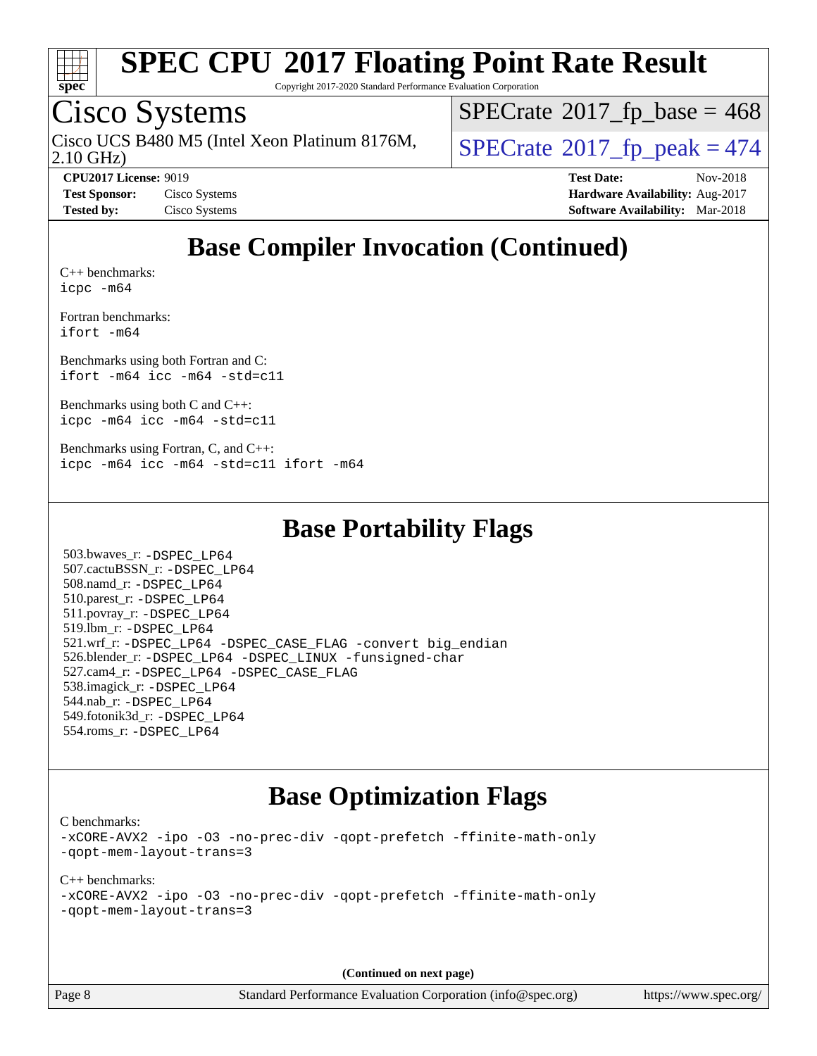# SPEC CPU 2017 Floating Point Rate Result

Copyright 2017-2020 Standard Performance Evaluation Corporation

## Cisco Systems

Cisco UCS B480 M5 (Intel Xeon Platinum 8176M, 2.10 GHz)

SPECrate 2017_fp_base = 468

SPECrate 2017_fp_peak = 474

**CPU2017 License:** 9019
**Test Sponsor:** Cisco Systems
**Tested by:** Cisco Systems

**Test Date:** Nov-2018
**Hardware Availability:** Aug-2017
**Software Availability:** Mar-2018

## Base Compiler Invocation (Continued)

C++ benchmarks:
```
icpc -m64
```

Fortran benchmarks:
```
ifort -m64
```

Benchmarks using both Fortran and C:
```
ifort -m64 icc -m64 -std=c11
```

Benchmarks using both C and C++:
```
icpc -m64 icc -m64 -std=c11
```

Benchmarks using Fortran, C, and C++:
```
icpc -m64 icc -m64 -std=c11 ifort -m64
```

## Base Portability Flags

503.bwaves_r: -DSPEC_LP64
507.cactuBSSN_r: -DSPEC_LP64
508.namd_r: -DSPEC_LP64
510.parest_r: -DSPEC_LP64
511.povray_r: -DSPEC_LP64
519.lbm_r: -DSPEC_LP64
521.wrf_r: -DSPEC_LP64 -DSPEC_CASE_FLAG -convert big_endian
526.blender_r: -DSPEC_LP64 -DSPEC_LINUX -funsigned-char
527.cam4_r: -DSPEC_LP64 -DSPEC_CASE_FLAG
538.imagick_r: -DSPEC_LP64
544.nab_r: -DSPEC_LP64
549.fotonik3d_r: -DSPEC_LP64
554.roms_r: -DSPEC_LP64

## Base Optimization Flags

C benchmarks:
```
-xCORE-AVX2 -ipo -O3 -no-prec-div -qopt-prefetch -ffinite-math-only
-qopt-mem-layout-trans=3
```

C++ benchmarks:
```
-xCORE-AVX2 -ipo -O3 -no-prec-div -qopt-prefetch -ffinite-math-only
-qopt-mem-layout-trans=3
```

(Continued on next page)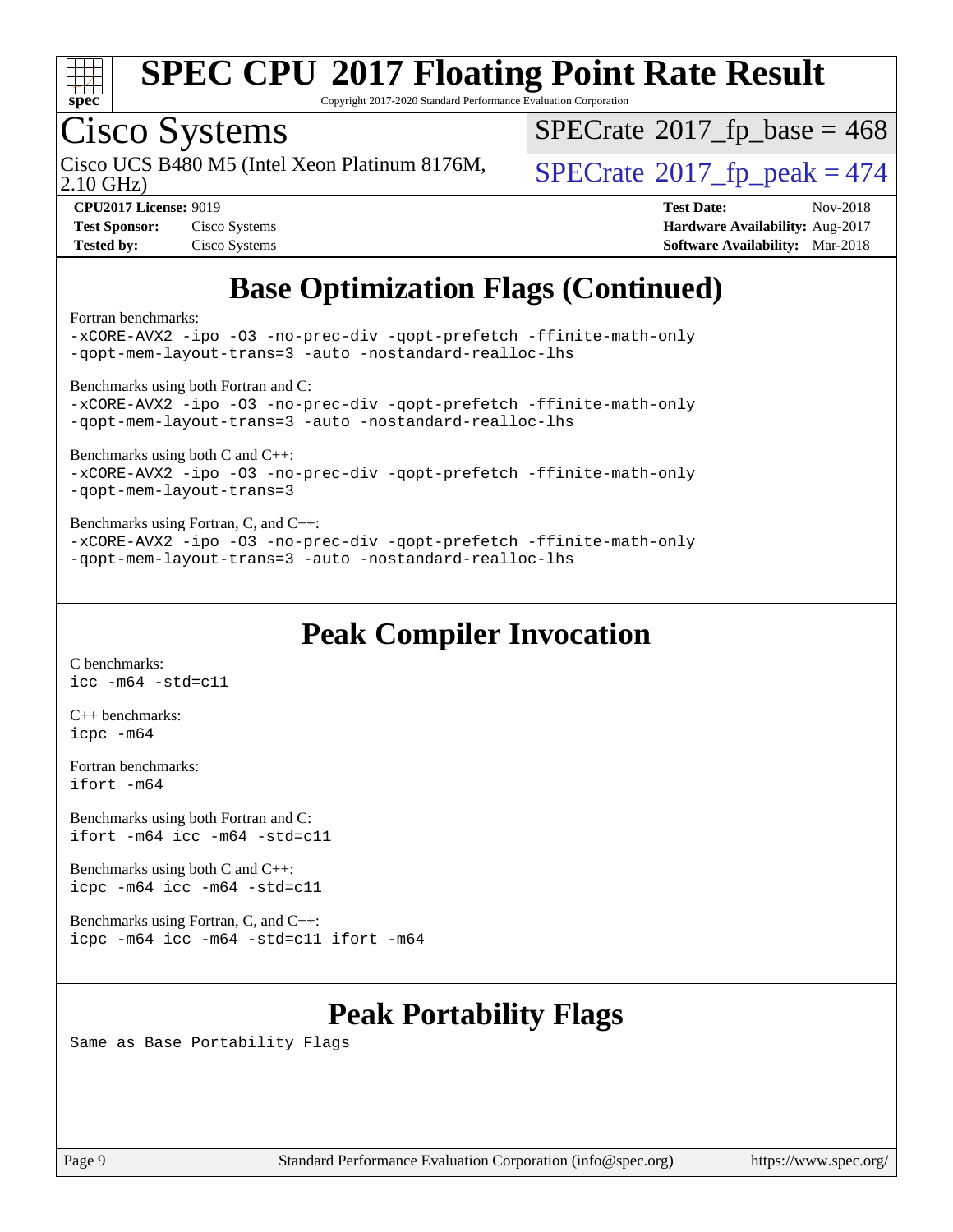## Base Optimization Flags (Continued)

Fortran benchmarks:

```
-xCORE-AVX2 -ipo -O3 -no-prec-div -qopt-prefetch -ffinite-math-only
-qopt-mem-layout-trans=3 -auto -nostandard-realloc-lhs
```

Benchmarks using both Fortran and C:

```
-xCORE-AVX2 -ipo -O3 -no-prec-div -qopt-prefetch -ffinite-math-only
-qopt-mem-layout-trans=3 -auto -nostandard-realloc-lhs
```

Benchmarks using both C and C++:

```
-xCORE-AVX2 -ipo -O3 -no-prec-div -qopt-prefetch -ffinite-math-only
-qopt-mem-layout-trans=3
```

Benchmarks using Fortran, C, and C++:

```
-xCORE-AVX2 -ipo -O3 -no-prec-div -qopt-prefetch -ffinite-math-only
-qopt-mem-layout-trans=3 -auto -nostandard-realloc-lhs
```

## Peak Compiler Invocation

C benchmarks:

```
icc -m64 -std=c11
```

C++ benchmarks:

```
icpc -m64
```

Fortran benchmarks:

```
ifort -m64
```

Benchmarks using both Fortran and C:

```
ifort -m64 icc -m64 -std=c11
```

Benchmarks using both C and C++:

```
icpc -m64 icc -m64 -std=c11
```

Benchmarks using Fortran, C, and C++:

```
icpc -m64 icc -m64 -std=c11 ifort -m64
```

## Peak Portability Flags

Same as Base Portability Flags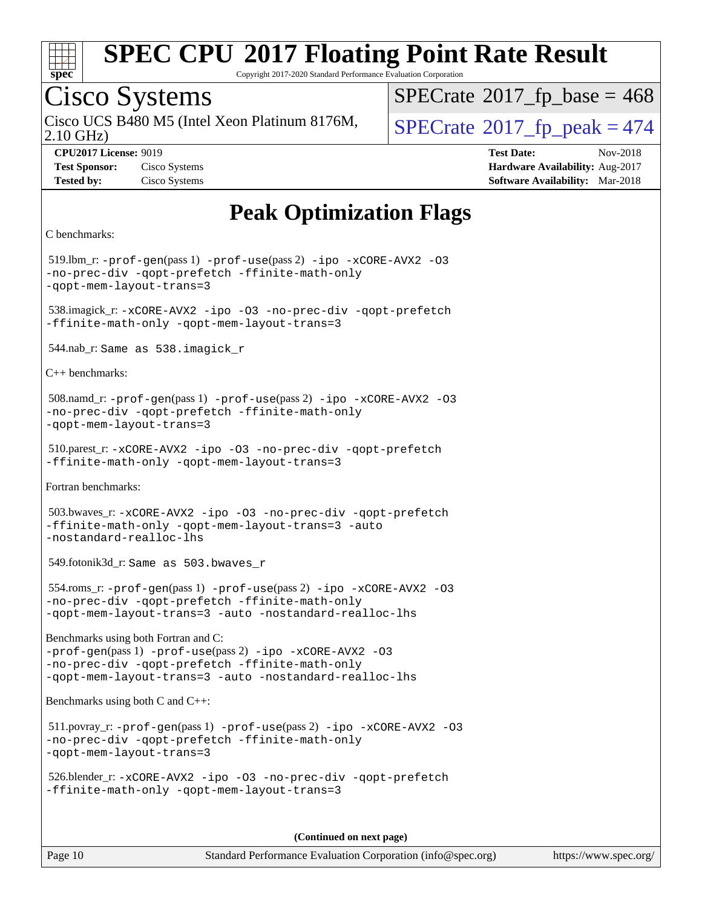# SPEC CPU 2017 Floating Point Rate Result

Copyright 2017-2020 Standard Performance Evaluation Corporation

## Cisco Systems

Cisco UCS B480 M5 (Intel Xeon Platinum 8176M, 2.10 GHz)

SPECrate 2017_fp_base = 468

SPECrate 2017_fp_peak = 474

**CPU2017 License:** 9019
**Test Sponsor:** Cisco Systems
**Tested by:** Cisco Systems

**Test Date:** Nov-2018
**Hardware Availability:** Aug-2017
**Software Availability:** Mar-2018

# Peak Optimization Flags

C benchmarks:

519.lbm_r: `-prof-gen`(pass 1) `-prof-use`(pass 2) `-ipo -xCORE-AVX2 -O3 -no-prec-div -qopt-prefetch -ffinite-math-only -qopt-mem-layout-trans=3`

538.imagick_r: `-xCORE-AVX2 -ipo -O3 -no-prec-div -qopt-prefetch -ffinite-math-only -qopt-mem-layout-trans=3`

544.nab_r: `Same as 538.imagick_r`

C++ benchmarks:

508.namd_r: `-prof-gen`(pass 1) `-prof-use`(pass 2) `-ipo -xCORE-AVX2 -O3 -no-prec-div -qopt-prefetch -ffinite-math-only -qopt-mem-layout-trans=3`

510.parest_r: `-xCORE-AVX2 -ipo -O3 -no-prec-div -qopt-prefetch -ffinite-math-only -qopt-mem-layout-trans=3`

Fortran benchmarks:

503.bwaves_r: `-xCORE-AVX2 -ipo -O3 -no-prec-div -qopt-prefetch -ffinite-math-only -qopt-mem-layout-trans=3 -auto -nostandard-realloc-lhs`

549.fotonik3d_r: `Same as 503.bwaves_r`

554.roms_r: `-prof-gen`(pass 1) `-prof-use`(pass 2) `-ipo -xCORE-AVX2 -O3 -no-prec-div -qopt-prefetch -ffinite-math-only -qopt-mem-layout-trans=3 -auto -nostandard-realloc-lhs`

Benchmarks using both Fortran and C:
`-prof-gen`(pass 1) `-prof-use`(pass 2) `-ipo -xCORE-AVX2 -O3 -no-prec-div -qopt-prefetch -ffinite-math-only -qopt-mem-layout-trans=3 -auto -nostandard-realloc-lhs`

Benchmarks using both C and C++:

511.povray_r: `-prof-gen`(pass 1) `-prof-use`(pass 2) `-ipo -xCORE-AVX2 -O3 -no-prec-div -qopt-prefetch -ffinite-math-only -qopt-mem-layout-trans=3`

526.blender_r: `-xCORE-AVX2 -ipo -O3 -no-prec-div -qopt-prefetch -ffinite-math-only -qopt-mem-layout-trans=3`

**(Continued on next page)**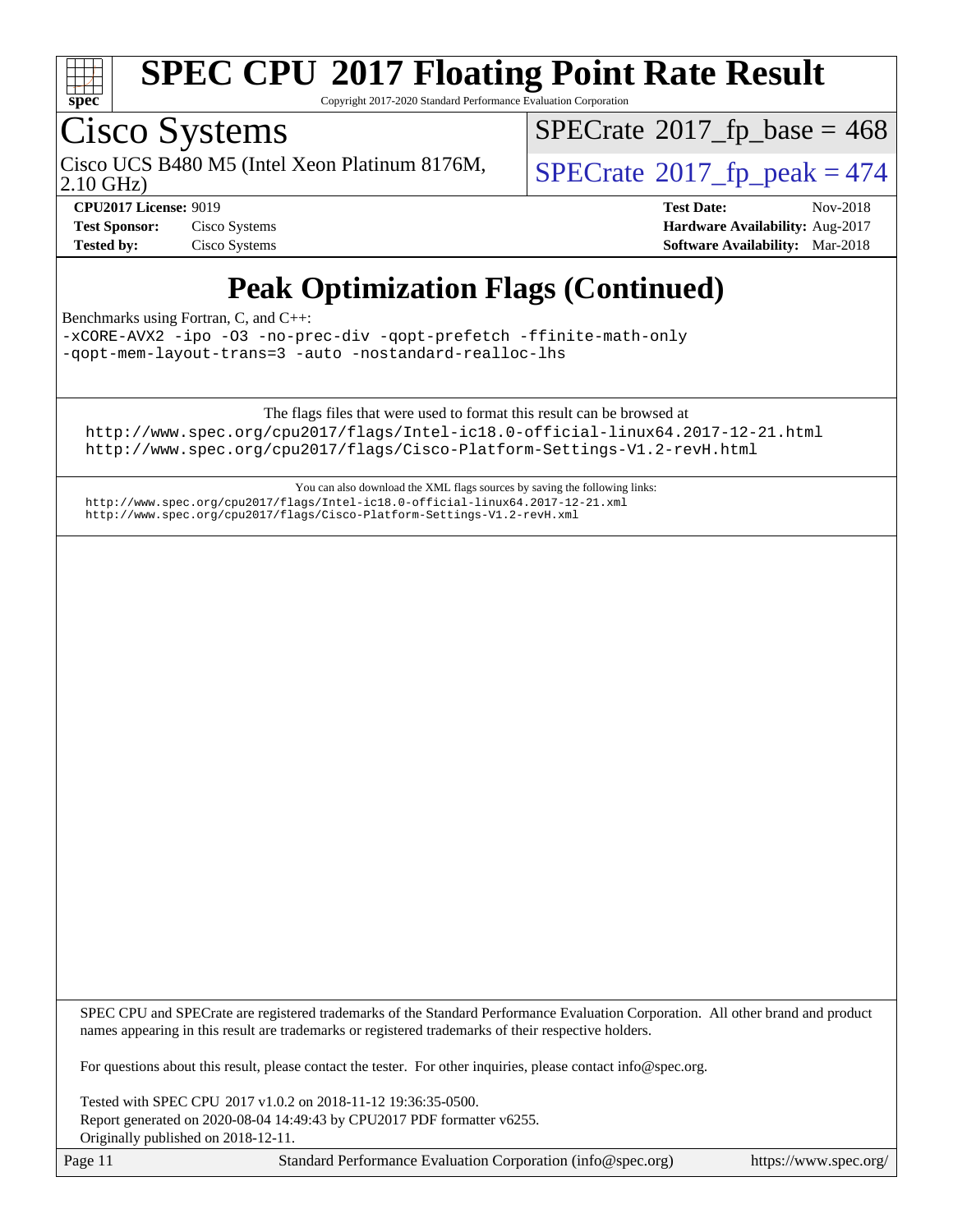# Peak Optimization Flags (Continued)

Benchmarks using Fortran, C, and C++:

```
-xCORE-AVX2 -ipo -O3 -no-prec-div -qopt-prefetch -ffinite-math-only
-qopt-mem-layout-trans=3 -auto -nostandard-realloc-lhs
```

The flags files that were used to format this result can be browsed at

http://www.spec.org/cpu2017/flags/Intel-ic18.0-official-linux64.2017-12-21.html
http://www.spec.org/cpu2017/flags/Cisco-Platform-Settings-V1.2-revH.html

You can also download the XML flags sources by saving the following links:

http://www.spec.org/cpu2017/flags/Intel-ic18.0-official-linux64.2017-12-21.xml
http://www.spec.org/cpu2017/flags/Cisco-Platform-Settings-V1.2-revH.xml

SPEC CPU and SPECrate are registered trademarks of the Standard Performance Evaluation Corporation. All other brand and product names appearing in this result are trademarks or registered trademarks of their respective holders.

For questions about this result, please contact the tester. For other inquiries, please contact info@spec.org.

Tested with SPEC CPU 2017 v1.0.2 on 2018-11-12 19:36:35-0500.
Report generated on 2020-08-04 14:49:43 by CPU2017 PDF formatter v6255.
Originally published on 2018-12-11.